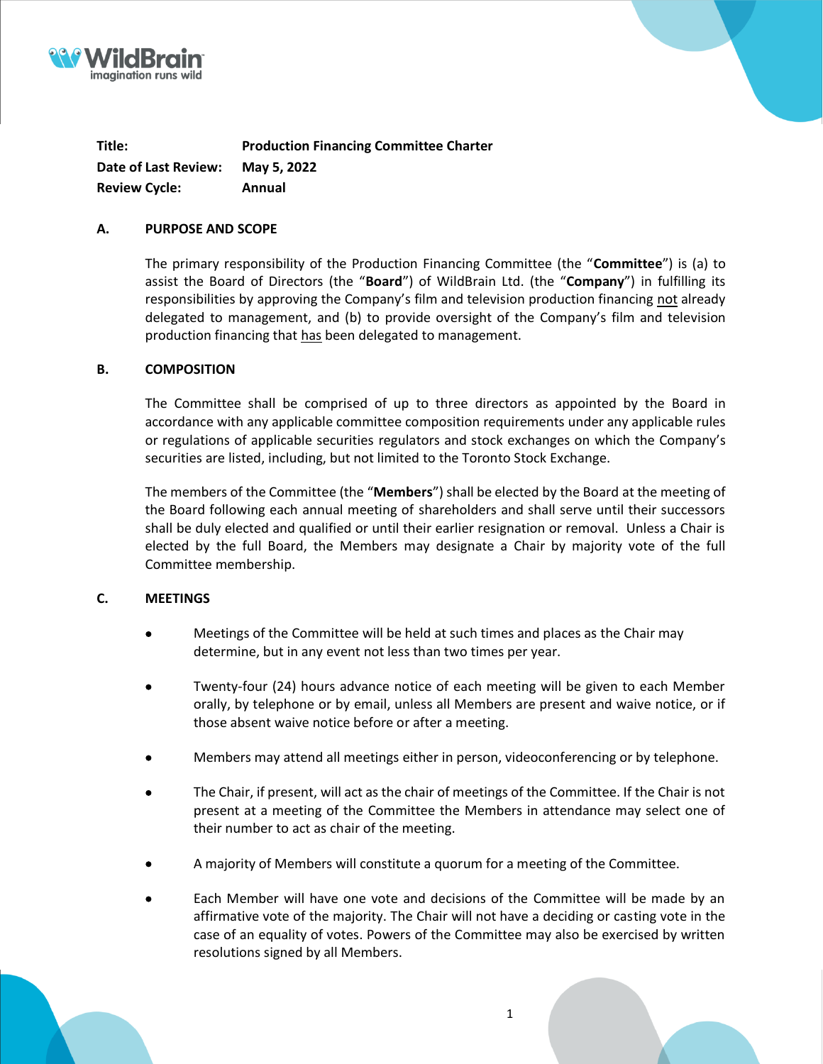| | |
|---|---|
| **Title:** | **Production Financing Committee Charter** |
| **Date of Last Review:** | **May 5, 2022** |
| **Review Cycle:** | **Annual** |

## A. PURPOSE AND SCOPE

The primary responsibility of the Production Financing Committee (the "**Committee**") is (a) to assist the Board of Directors (the "**Board**") of WildBrain Ltd. (the "**Company**") in fulfilling its responsibilities by approving the Company's film and television production financing <u>not</u> already delegated to management, and (b) to provide oversight of the Company's film and television production financing that <u>has</u> been delegated to management.

## B. COMPOSITION

The Committee shall be comprised of up to three directors as appointed by the Board in accordance with any applicable committee composition requirements under any applicable rules or regulations of applicable securities regulators and stock exchanges on which the Company's securities are listed, including, but not limited to the Toronto Stock Exchange.

The members of the Committee (the "**Members**") shall be elected by the Board at the meeting of the Board following each annual meeting of shareholders and shall serve until their successors shall be duly elected and qualified or until their earlier resignation or removal. Unless a Chair is elected by the full Board, the Members may designate a Chair by majority vote of the full Committee membership.

## C. MEETINGS

- Meetings of the Committee will be held at such times and places as the Chair may determine, but in any event not less than two times per year.
- Twenty-four (24) hours advance notice of each meeting will be given to each Member orally, by telephone or by email, unless all Members are present and waive notice, or if those absent waive notice before or after a meeting.
- Members may attend all meetings either in person, videoconferencing or by telephone.
- The Chair, if present, will act as the chair of meetings of the Committee. If the Chair is not present at a meeting of the Committee the Members in attendance may select one of their number to act as chair of the meeting.
- A majority of Members will constitute a quorum for a meeting of the Committee.
- Each Member will have one vote and decisions of the Committee will be made by an affirmative vote of the majority. The Chair will not have a deciding or casting vote in the case of an equality of votes. Powers of the Committee may also be exercised by written resolutions signed by all Members.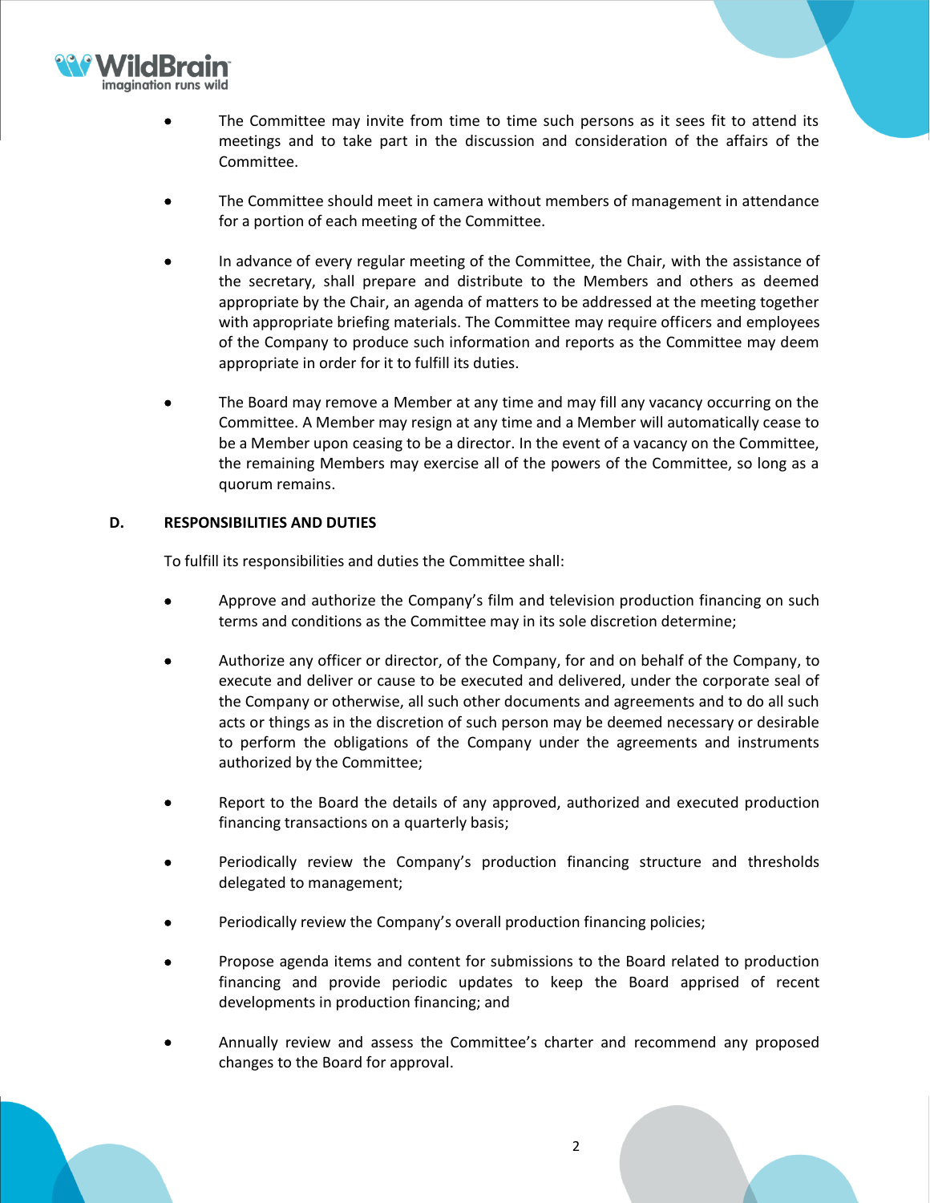- The Committee may invite from time to time such persons as it sees fit to attend its meetings and to take part in the discussion and consideration of the affairs of the Committee.

- The Committee should meet in camera without members of management in attendance for a portion of each meeting of the Committee.

- In advance of every regular meeting of the Committee, the Chair, with the assistance of the secretary, shall prepare and distribute to the Members and others as deemed appropriate by the Chair, an agenda of matters to be addressed at the meeting together with appropriate briefing materials. The Committee may require officers and employees of the Company to produce such information and reports as the Committee may deem appropriate in order for it to fulfill its duties.

- The Board may remove a Member at any time and may fill any vacancy occurring on the Committee. A Member may resign at any time and a Member will automatically cease to be a Member upon ceasing to be a director. In the event of a vacancy on the Committee, the remaining Members may exercise all of the powers of the Committee, so long as a quorum remains.

## D. RESPONSIBILITIES AND DUTIES

To fulfill its responsibilities and duties the Committee shall:

- Approve and authorize the Company's film and television production financing on such terms and conditions as the Committee may in its sole discretion determine;

- Authorize any officer or director, of the Company, for and on behalf of the Company, to execute and deliver or cause to be executed and delivered, under the corporate seal of the Company or otherwise, all such other documents and agreements and to do all such acts or things as in the discretion of such person may be deemed necessary or desirable to perform the obligations of the Company under the agreements and instruments authorized by the Committee;

- Report to the Board the details of any approved, authorized and executed production financing transactions on a quarterly basis;

- Periodically review the Company's production financing structure and thresholds delegated to management;

- Periodically review the Company's overall production financing policies;

- Propose agenda items and content for submissions to the Board related to production financing and provide periodic updates to keep the Board apprised of recent developments in production financing; and

- Annually review and assess the Committee's charter and recommend any proposed changes to the Board for approval.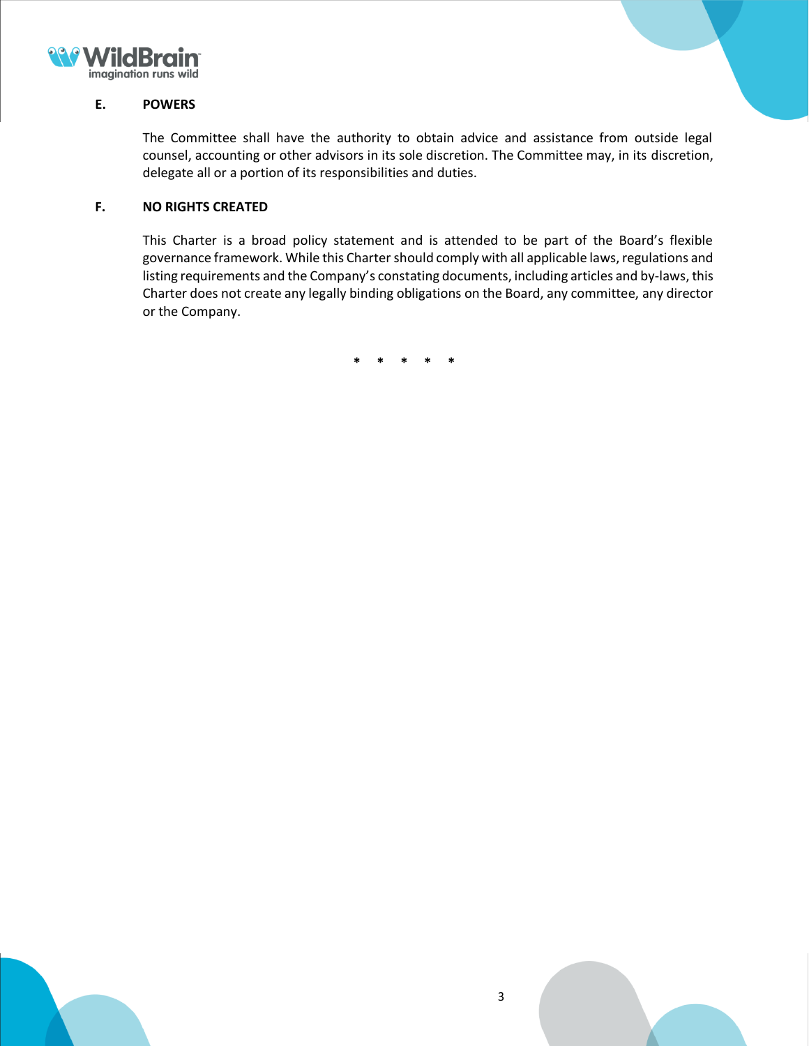**E. POWERS**

The Committee shall have the authority to obtain advice and assistance from outside legal counsel, accounting or other advisors in its sole discretion. The Committee may, in its discretion, delegate all or a portion of its responsibilities and duties.

**F. NO RIGHTS CREATED**

This Charter is a broad policy statement and is attended to be part of the Board's flexible governance framework. While this Charter should comply with all applicable laws, regulations and listing requirements and the Company's constating documents, including articles and by-laws, this Charter does not create any legally binding obligations on the Board, any committee, any director or the Company.

\* \* \* \* \*